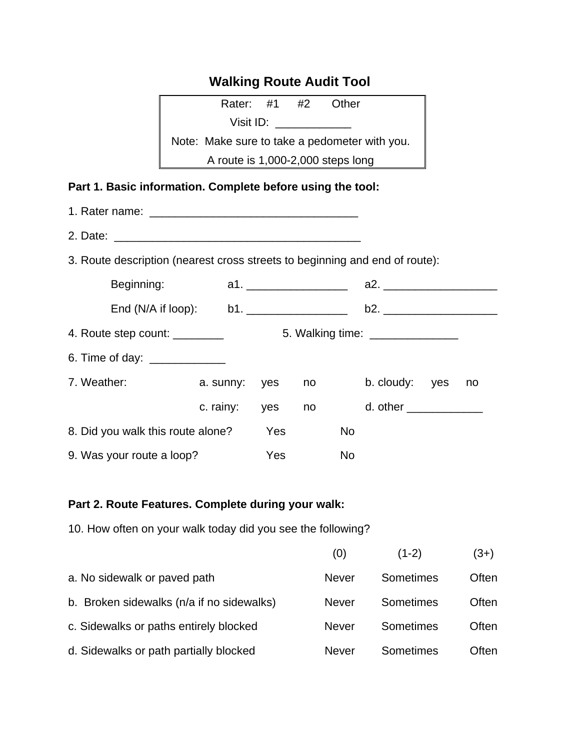# Walking Route Audit Tool

| Rater: #1 #2 Other |
| --- |
| Visit ID: ____________ |
| Note: Make sure to take a pedometer with you. |
| A route is 1,000-2,000 steps long |

**Part 1. Basic information. Complete before using the tool:**

1. Rater name: _________________________________

2. Date: _______________________________________

3. Route description (nearest cross streets to beginning and end of route):

   Beginning: a1. ________________ a2. __________________

   End (N/A if loop): b1. ________________ b2. __________________

4. Route step count: ________ 5. Walking time: ______________

6. Time of day: ____________

7. Weather: a. sunny: yes no b. cloudy: yes no

   c. rainy: yes no d. other ____________

8. Did you walk this route alone? Yes No

9. Was your route a loop? Yes No

**Part 2. Route Features. Complete during your walk:**

10. How often on your walk today did you see the following?

| | (0) | (1-2) | (3+) |
| --- | --- | --- | --- |
| a. No sidewalk or paved path | Never | Sometimes | Often |
| b. Broken sidewalks (n/a if no sidewalks) | Never | Sometimes | Often |
| c. Sidewalks or paths entirely blocked | Never | Sometimes | Often |
| d. Sidewalks or path partially blocked | Never | Sometimes | Often |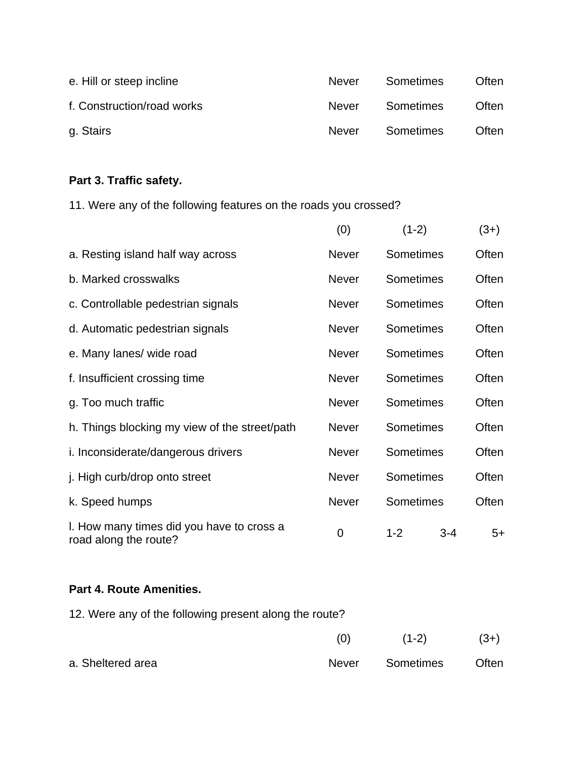| | | | |
|---|---|---|---|
| e. Hill or steep incline | Never | Sometimes | Often |
| f. Construction/road works | Never | Sometimes | Often |
| g. Stairs | Never | Sometimes | Often |

**Part 3. Traffic safety.**

11. Were any of the following features on the roads you crossed?

| | (0) | (1-2) | (3+) |
|---|---|---|---|
| a. Resting island half way across | Never | Sometimes | Often |
| b. Marked crosswalks | Never | Sometimes | Often |
| c. Controllable pedestrian signals | Never | Sometimes | Often |
| d. Automatic pedestrian signals | Never | Sometimes | Often |
| e. Many lanes/ wide road | Never | Sometimes | Often |
| f. Insufficient crossing time | Never | Sometimes | Often |
| g. Too much traffic | Never | Sometimes | Often |
| h. Things blocking my view of the street/path | Never | Sometimes | Often |
| i. Inconsiderate/dangerous drivers | Never | Sometimes | Often |
| j. High curb/drop onto street | Never | Sometimes | Often |
| k. Speed humps | Never | Sometimes | Often |

| | | | | |
|---|---|---|---|---|
| l. How many times did you have to cross a road along the route? | 0 | 1-2 | 3-4 | 5+ |

**Part 4. Route Amenities.**

12. Were any of the following present along the route?

| | (0) | (1-2) | (3+) |
|---|---|---|---|
| a. Sheltered area | Never | Sometimes | Often |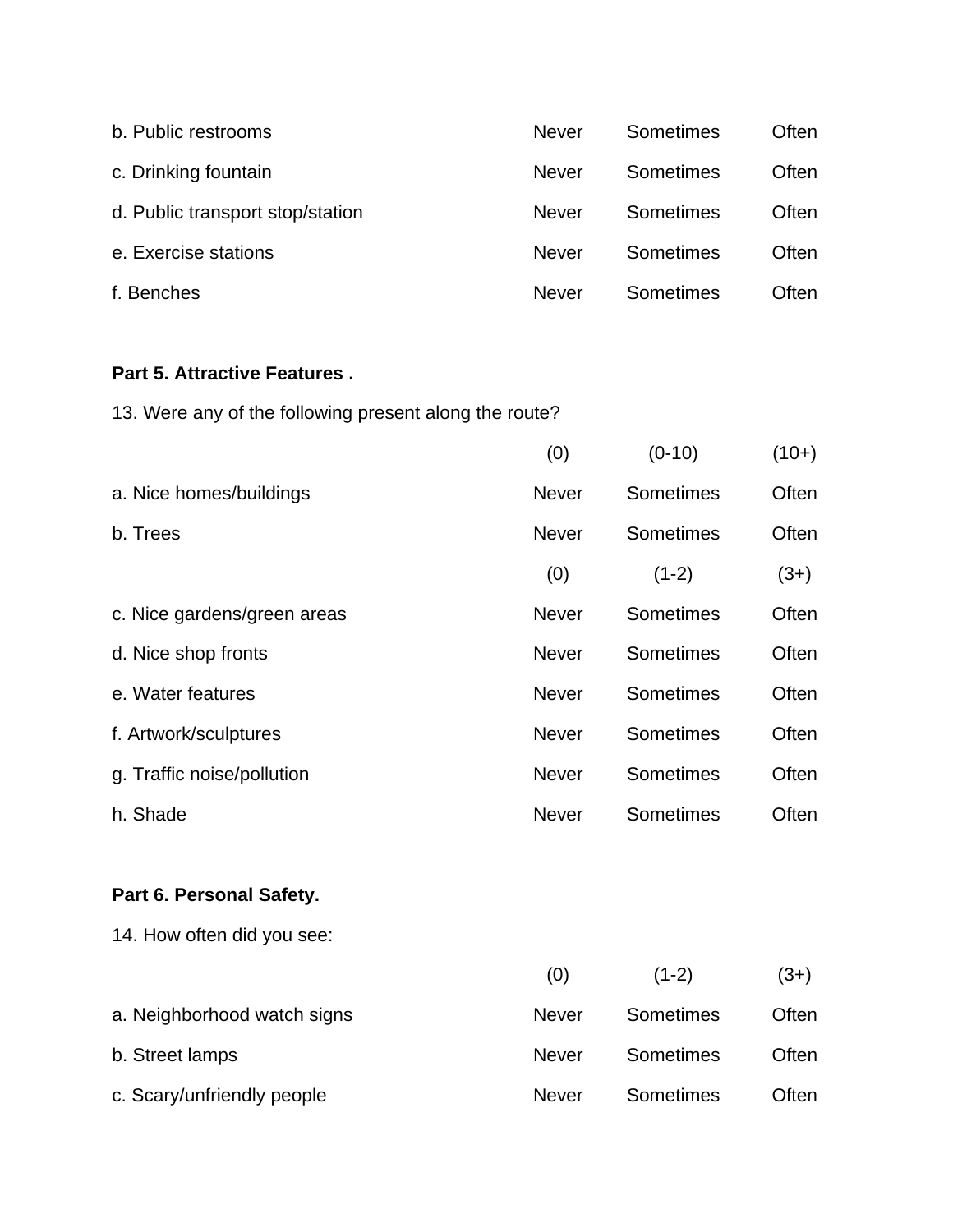| | | | |
|---|---|---|---|
| b. Public restrooms | Never | Sometimes | Often |
| c. Drinking fountain | Never | Sometimes | Often |
| d. Public transport stop/station | Never | Sometimes | Often |
| e. Exercise stations | Never | Sometimes | Often |
| f. Benches | Never | Sometimes | Often |

**Part 5. Attractive Features .**

13. Were any of the following present along the route?

| | (0) | (0-10) | (10+) |
|---|---|---|---|
| a. Nice homes/buildings | Never | Sometimes | Often |
| b. Trees | Never | Sometimes | Often |
| | (0) | (1-2) | (3+) |
| c. Nice gardens/green areas | Never | Sometimes | Often |
| d. Nice shop fronts | Never | Sometimes | Often |
| e. Water features | Never | Sometimes | Often |
| f. Artwork/sculptures | Never | Sometimes | Often |
| g. Traffic noise/pollution | Never | Sometimes | Often |
| h. Shade | Never | Sometimes | Often |

**Part 6. Personal Safety.**

14. How often did you see:

| | (0) | (1-2) | (3+) |
|---|---|---|---|
| a. Neighborhood watch signs | Never | Sometimes | Often |
| b. Street lamps | Never | Sometimes | Often |
| c. Scary/unfriendly people | Never | Sometimes | Often |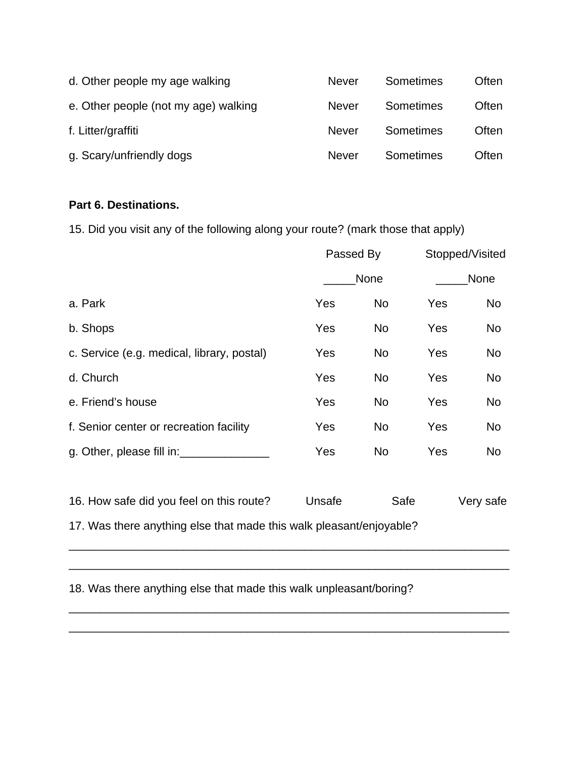| | | | |
|---|---|---|---|
| d. Other people my age walking | Never | Sometimes | Often |
| e. Other people (not my age) walking | Never | Sometimes | Often |
| f. Litter/graffiti | Never | Sometimes | Often |
| g. Scary/unfriendly dogs | Never | Sometimes | Often |

**Part 6. Destinations.**

15. Did you visit any of the following along your route? (mark those that apply)

| | Passed By | | Stopped/Visited | |
|---|---|---|---|---|
| | _____None | | _____None | |
| a. Park | Yes | No | Yes | No |
| b. Shops | Yes | No | Yes | No |
| c. Service (e.g. medical, library, postal) | Yes | No | Yes | No |
| d. Church | Yes | No | Yes | No |
| e. Friend's house | Yes | No | Yes | No |
| f. Senior center or recreation facility | Yes | No | Yes | No |
| g. Other, please fill in:______________ | Yes | No | Yes | No |

16. How safe did you feel on this route? Unsafe Safe Very safe

17. Was there anything else that made this walk pleasant/enjoyable?

________________________________________________________________________

________________________________________________________________________

18. Was there anything else that made this walk unpleasant/boring?

________________________________________________________________________

________________________________________________________________________